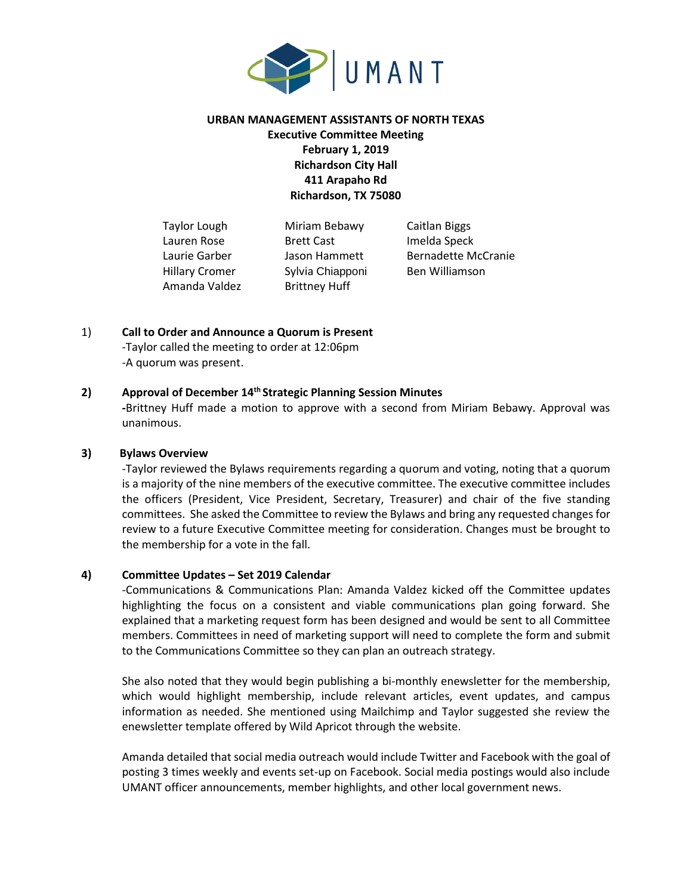UMANT

**URBAN MANAGEMENT ASSISTANTS OF NORTH TEXAS**
**Executive Committee Meeting**
**February 1, 2019**
**Richardson City Hall**
**411 Arapaho Rd**
**Richardson, TX 75080**

| | | |
|---|---|---|
| Taylor Lough | Miriam Bebawy | Caitlan Biggs |
| Lauren Rose | Brett Cast | Imelda Speck |
| Laurie Garber | Jason Hammett | Bernadette McCranie |
| Hillary Cromer | Sylvia Chiapponi | Ben Williamson |
| Amanda Valdez | Brittney Huff | |

1) **Call to Order and Announce a Quorum is Present**
-Taylor called the meeting to order at 12:06pm
-A quorum was present.

2) **Approval of December 14th Strategic Planning Session Minutes**
-Brittney Huff made a motion to approve with a second from Miriam Bebawy. Approval was unanimous.

3) **Bylaws Overview**
-Taylor reviewed the Bylaws requirements regarding a quorum and voting, noting that a quorum is a majority of the nine members of the executive committee. The executive committee includes the officers (President, Vice President, Secretary, Treasurer) and chair of the five standing committees. She asked the Committee to review the Bylaws and bring any requested changes for review to a future Executive Committee meeting for consideration. Changes must be brought to the membership for a vote in the fall.

4) **Committee Updates – Set 2019 Calendar**
-Communications & Communications Plan: Amanda Valdez kicked off the Committee updates highlighting the focus on a consistent and viable communications plan going forward. She explained that a marketing request form has been designed and would be sent to all Committee members. Committees in need of marketing support will need to complete the form and submit to the Communications Committee so they can plan an outreach strategy.

She also noted that they would begin publishing a bi-monthly enewsletter for the membership, which would highlight membership, include relevant articles, event updates, and campus information as needed. She mentioned using Mailchimp and Taylor suggested she review the enewsletter template offered by Wild Apricot through the website.

Amanda detailed that social media outreach would include Twitter and Facebook with the goal of posting 3 times weekly and events set-up on Facebook. Social media postings would also include UMANT officer announcements, member highlights, and other local government news.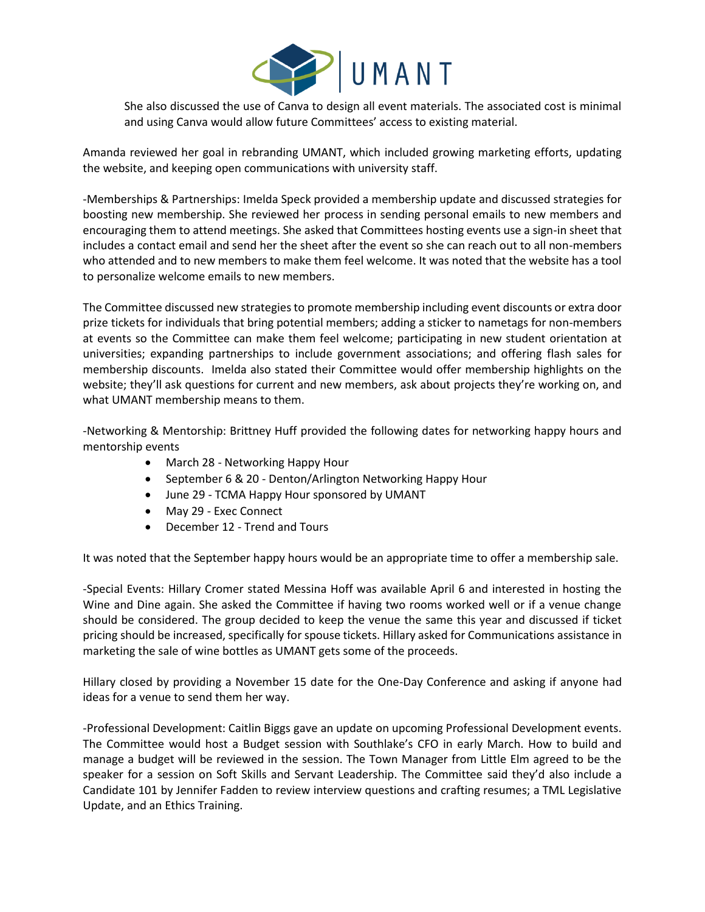She also discussed the use of Canva to design all event materials. The associated cost is minimal and using Canva would allow future Committees' access to existing material.

Amanda reviewed her goal in rebranding UMANT, which included growing marketing efforts, updating the website, and keeping open communications with university staff.

-Memberships & Partnerships: Imelda Speck provided a membership update and discussed strategies for boosting new membership. She reviewed her process in sending personal emails to new members and encouraging them to attend meetings. She asked that Committees hosting events use a sign-in sheet that includes a contact email and send her the sheet after the event so she can reach out to all non-members who attended and to new members to make them feel welcome. It was noted that the website has a tool to personalize welcome emails to new members.

The Committee discussed new strategies to promote membership including event discounts or extra door prize tickets for individuals that bring potential members; adding a sticker to nametags for non-members at events so the Committee can make them feel welcome; participating in new student orientation at universities; expanding partnerships to include government associations; and offering flash sales for membership discounts. Imelda also stated their Committee would offer membership highlights on the website; they'll ask questions for current and new members, ask about projects they're working on, and what UMANT membership means to them.

-Networking & Mentorship: Brittney Huff provided the following dates for networking happy hours and mentorship events

- March 28 - Networking Happy Hour
- September 6 & 20 - Denton/Arlington Networking Happy Hour
- June 29 - TCMA Happy Hour sponsored by UMANT
- May 29 - Exec Connect
- December 12 - Trend and Tours

It was noted that the September happy hours would be an appropriate time to offer a membership sale.

-Special Events: Hillary Cromer stated Messina Hoff was available April 6 and interested in hosting the Wine and Dine again. She asked the Committee if having two rooms worked well or if a venue change should be considered. The group decided to keep the venue the same this year and discussed if ticket pricing should be increased, specifically for spouse tickets. Hillary asked for Communications assistance in marketing the sale of wine bottles as UMANT gets some of the proceeds.

Hillary closed by providing a November 15 date for the One-Day Conference and asking if anyone had ideas for a venue to send them her way.

-Professional Development: Caitlin Biggs gave an update on upcoming Professional Development events. The Committee would host a Budget session with Southlake's CFO in early March. How to build and manage a budget will be reviewed in the session. The Town Manager from Little Elm agreed to be the speaker for a session on Soft Skills and Servant Leadership. The Committee said they'd also include a Candidate 101 by Jennifer Fadden to review interview questions and crafting resumes; a TML Legislative Update, and an Ethics Training.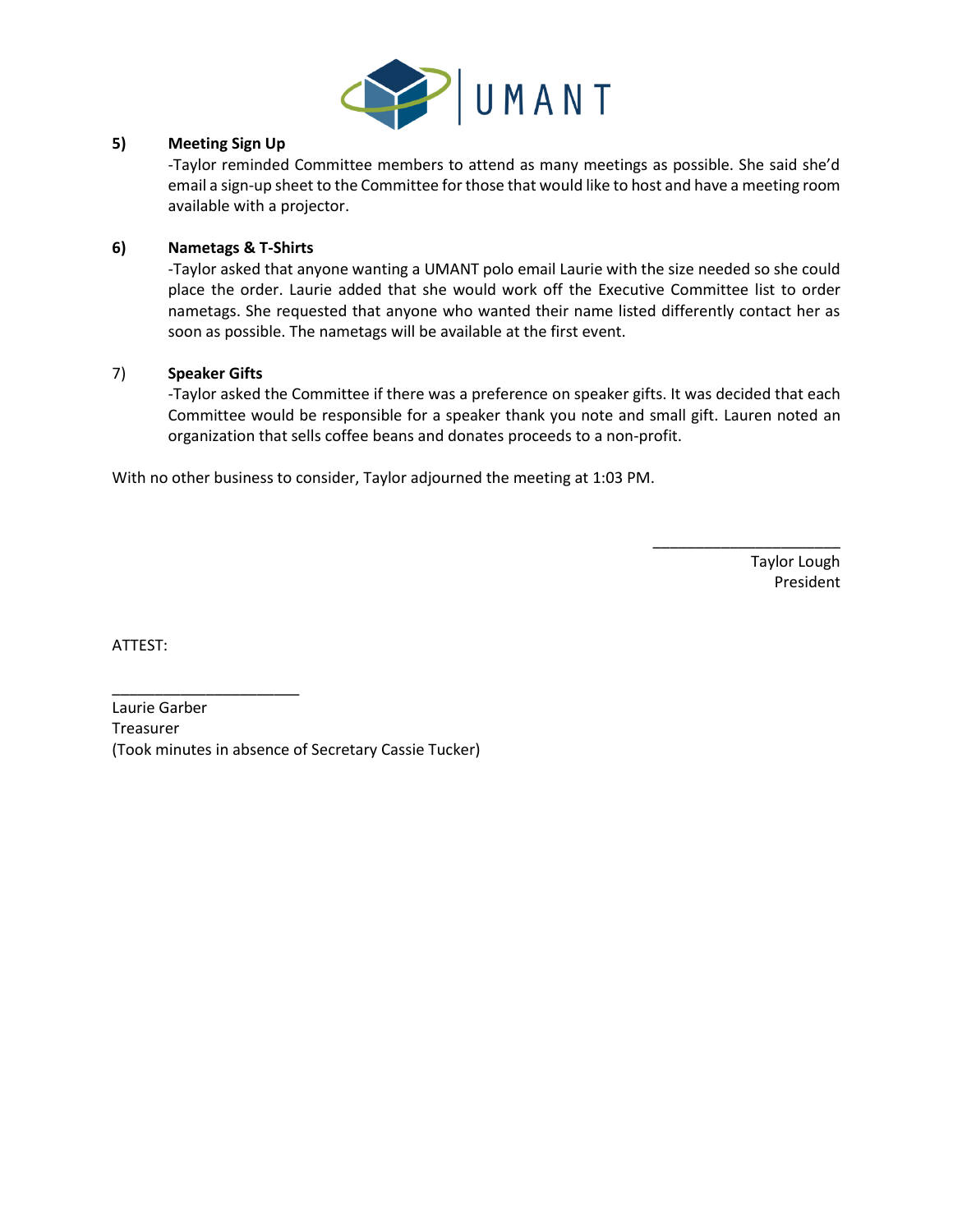**5) Meeting Sign Up**

-Taylor reminded Committee members to attend as many meetings as possible. She said she'd email a sign-up sheet to the Committee for those that would like to host and have a meeting room available with a projector.

**6) Nametags & T-Shirts**

-Taylor asked that anyone wanting a UMANT polo email Laurie with the size needed so she could place the order. Laurie added that she would work off the Executive Committee list to order nametags. She requested that anyone who wanted their name listed differently contact her as soon as possible. The nametags will be available at the first event.

7) **Speaker Gifts**

-Taylor asked the Committee if there was a preference on speaker gifts. It was decided that each Committee would be responsible for a speaker thank you note and small gift. Lauren noted an organization that sells coffee beans and donates proceeds to a non-profit.

With no other business to consider, Taylor adjourned the meeting at 1:03 PM.

\_\_\_\_\_\_\_\_\_\_\_\_\_\_\_\_\_\_\_\_\_\_

Taylor Lough
President

ATTEST:

\_\_\_\_\_\_\_\_\_\_\_\_\_\_\_\_\_\_\_\_\_\_

Laurie Garber
Treasurer
(Took minutes in absence of Secretary Cassie Tucker)